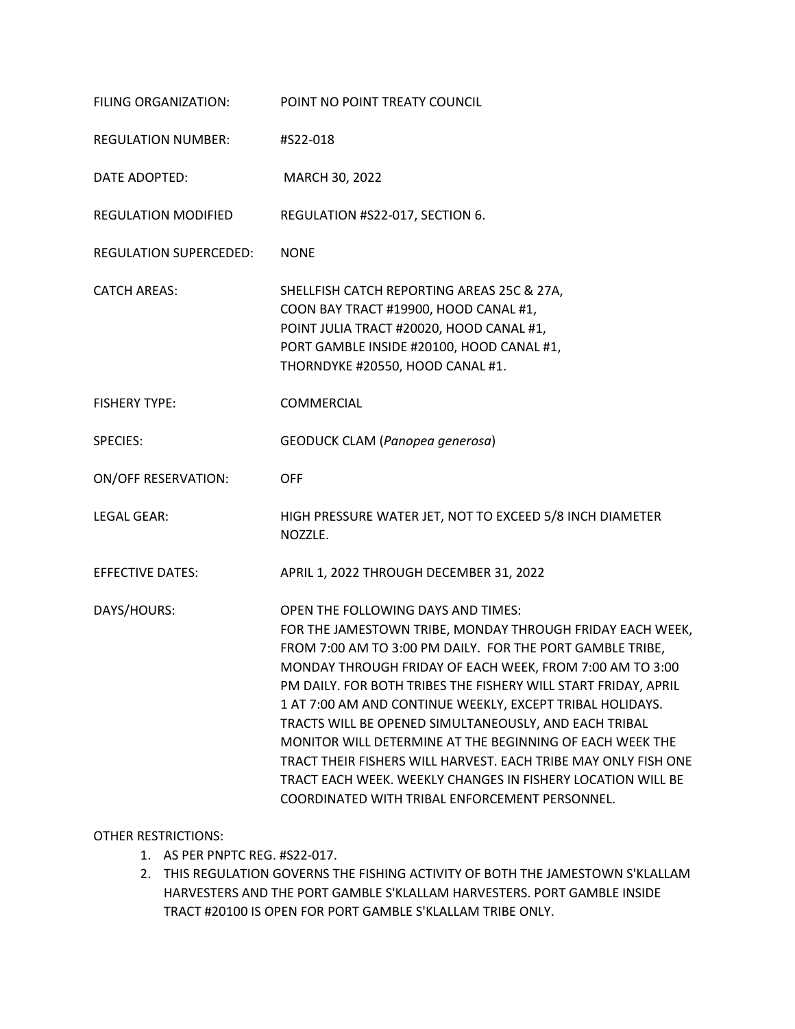FILING ORGANIZATION: POINT NO POINT TREATY COUNCIL

REGULATION NUMBER: #S22-018

DATE ADOPTED: MARCH 30, 2022

REGULATION MODIFIED REGULATION #S22-017, SECTION 6.

REGULATION SUPERCEDED: NONE

CATCH AREAS: SHELLFISH CATCH REPORTING AREAS 25C & 27A,
COON BAY TRACT #19900, HOOD CANAL #1,
POINT JULIA TRACT #20020, HOOD CANAL #1,
PORT GAMBLE INSIDE #20100, HOOD CANAL #1,
THORNDYKE #20550, HOOD CANAL #1.

FISHERY TYPE: COMMERCIAL

SPECIES: GEODUCK CLAM (*Panopea generosa*)

ON/OFF RESERVATION: OFF

LEGAL GEAR: HIGH PRESSURE WATER JET, NOT TO EXCEED 5/8 INCH DIAMETER NOZZLE.

EFFECTIVE DATES: APRIL 1, 2022 THROUGH DECEMBER 31, 2022

DAYS/HOURS: OPEN THE FOLLOWING DAYS AND TIMES:
FOR THE JAMESTOWN TRIBE, MONDAY THROUGH FRIDAY EACH WEEK, FROM 7:00 AM TO 3:00 PM DAILY. FOR THE PORT GAMBLE TRIBE, MONDAY THROUGH FRIDAY OF EACH WEEK, FROM 7:00 AM TO 3:00 PM DAILY. FOR BOTH TRIBES THE FISHERY WILL START FRIDAY, APRIL 1 AT 7:00 AM AND CONTINUE WEEKLY, EXCEPT TRIBAL HOLIDAYS. TRACTS WILL BE OPENED SIMULTANEOUSLY, AND EACH TRIBAL MONITOR WILL DETERMINE AT THE BEGINNING OF EACH WEEK THE TRACT THEIR FISHERS WILL HARVEST. EACH TRIBE MAY ONLY FISH ONE TRACT EACH WEEK. WEEKLY CHANGES IN FISHERY LOCATION WILL BE COORDINATED WITH TRIBAL ENFORCEMENT PERSONNEL.

OTHER RESTRICTIONS:

1. AS PER PNPTC REG. #S22-017.
2. THIS REGULATION GOVERNS THE FISHING ACTIVITY OF BOTH THE JAMESTOWN S'KLALLAM HARVESTERS AND THE PORT GAMBLE S'KLALLAM HARVESTERS. PORT GAMBLE INSIDE TRACT #20100 IS OPEN FOR PORT GAMBLE S'KLALLAM TRIBE ONLY.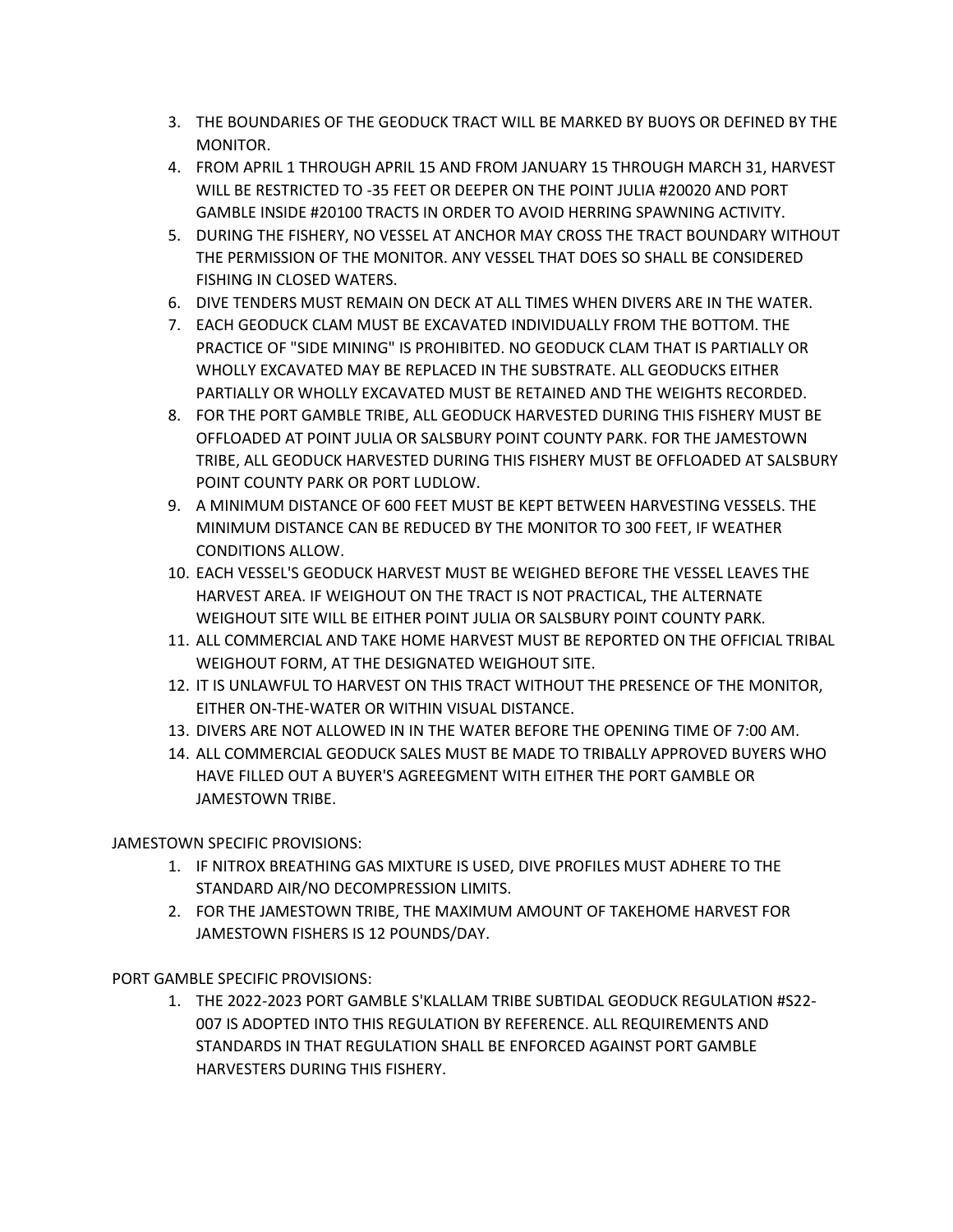3. THE BOUNDARIES OF THE GEODUCK TRACT WILL BE MARKED BY BUOYS OR DEFINED BY THE MONITOR.
4. FROM APRIL 1 THROUGH APRIL 15 AND FROM JANUARY 15 THROUGH MARCH 31, HARVEST WILL BE RESTRICTED TO -35 FEET OR DEEPER ON THE POINT JULIA #20020 AND PORT GAMBLE INSIDE #20100 TRACTS IN ORDER TO AVOID HERRING SPAWNING ACTIVITY.
5. DURING THE FISHERY, NO VESSEL AT ANCHOR MAY CROSS THE TRACT BOUNDARY WITHOUT THE PERMISSION OF THE MONITOR. ANY VESSEL THAT DOES SO SHALL BE CONSIDERED FISHING IN CLOSED WATERS.
6. DIVE TENDERS MUST REMAIN ON DECK AT ALL TIMES WHEN DIVERS ARE IN THE WATER.
7. EACH GEODUCK CLAM MUST BE EXCAVATED INDIVIDUALLY FROM THE BOTTOM. THE PRACTICE OF "SIDE MINING" IS PROHIBITED. NO GEODUCK CLAM THAT IS PARTIALLY OR WHOLLY EXCAVATED MAY BE REPLACED IN THE SUBSTRATE. ALL GEODUCKS EITHER PARTIALLY OR WHOLLY EXCAVATED MUST BE RETAINED AND THE WEIGHTS RECORDED.
8. FOR THE PORT GAMBLE TRIBE, ALL GEODUCK HARVESTED DURING THIS FISHERY MUST BE OFFLOADED AT POINT JULIA OR SALSBURY POINT COUNTY PARK. FOR THE JAMESTOWN TRIBE, ALL GEODUCK HARVESTED DURING THIS FISHERY MUST BE OFFLOADED AT SALSBURY POINT COUNTY PARK OR PORT LUDLOW.
9. A MINIMUM DISTANCE OF 600 FEET MUST BE KEPT BETWEEN HARVESTING VESSELS. THE MINIMUM DISTANCE CAN BE REDUCED BY THE MONITOR TO 300 FEET, IF WEATHER CONDITIONS ALLOW.
10. EACH VESSEL'S GEODUCK HARVEST MUST BE WEIGHED BEFORE THE VESSEL LEAVES THE HARVEST AREA. IF WEIGHOUT ON THE TRACT IS NOT PRACTICAL, THE ALTERNATE WEIGHOUT SITE WILL BE EITHER POINT JULIA OR SALSBURY POINT COUNTY PARK.
11. ALL COMMERCIAL AND TAKE HOME HARVEST MUST BE REPORTED ON THE OFFICIAL TRIBAL WEIGHOUT FORM, AT THE DESIGNATED WEIGHOUT SITE.
12. IT IS UNLAWFUL TO HARVEST ON THIS TRACT WITHOUT THE PRESENCE OF THE MONITOR, EITHER ON-THE-WATER OR WITHIN VISUAL DISTANCE.
13. DIVERS ARE NOT ALLOWED IN IN THE WATER BEFORE THE OPENING TIME OF 7:00 AM.
14. ALL COMMERCIAL GEODUCK SALES MUST BE MADE TO TRIBALLY APPROVED BUYERS WHO HAVE FILLED OUT A BUYER'S AGREEGMENT WITH EITHER THE PORT GAMBLE OR JAMESTOWN TRIBE.

JAMESTOWN SPECIFIC PROVISIONS:

1. IF NITROX BREATHING GAS MIXTURE IS USED, DIVE PROFILES MUST ADHERE TO THE STANDARD AIR/NO DECOMPRESSION LIMITS.
2. FOR THE JAMESTOWN TRIBE, THE MAXIMUM AMOUNT OF TAKEHOME HARVEST FOR JAMESTOWN FISHERS IS 12 POUNDS/DAY.

PORT GAMBLE SPECIFIC PROVISIONS:

1. THE 2022-2023 PORT GAMBLE S'KLALLAM TRIBE SUBTIDAL GEODUCK REGULATION #S22-007 IS ADOPTED INTO THIS REGULATION BY REFERENCE. ALL REQUIREMENTS AND STANDARDS IN THAT REGULATION SHALL BE ENFORCED AGAINST PORT GAMBLE HARVESTERS DURING THIS FISHERY.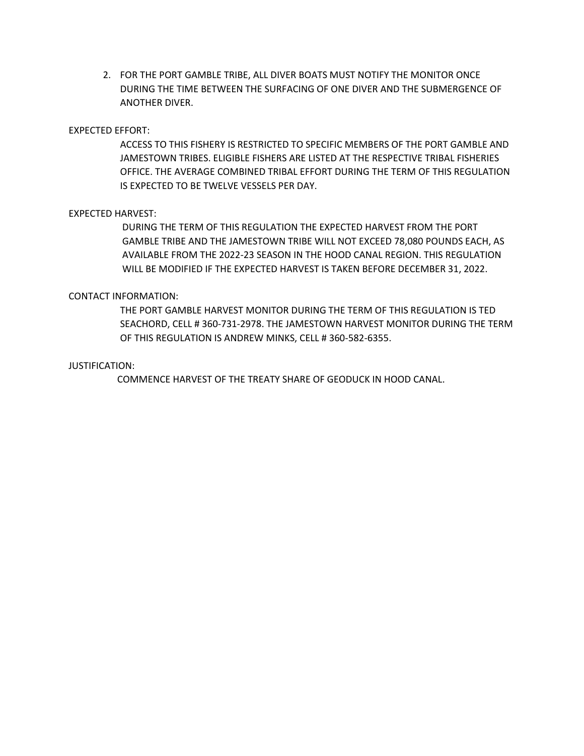2. FOR THE PORT GAMBLE TRIBE, ALL DIVER BOATS MUST NOTIFY THE MONITOR ONCE DURING THE TIME BETWEEN THE SURFACING OF ONE DIVER AND THE SUBMERGENCE OF ANOTHER DIVER.

EXPECTED EFFORT:

ACCESS TO THIS FISHERY IS RESTRICTED TO SPECIFIC MEMBERS OF THE PORT GAMBLE AND JAMESTOWN TRIBES. ELIGIBLE FISHERS ARE LISTED AT THE RESPECTIVE TRIBAL FISHERIES OFFICE. THE AVERAGE COMBINED TRIBAL EFFORT DURING THE TERM OF THIS REGULATION IS EXPECTED TO BE TWELVE VESSELS PER DAY.

EXPECTED HARVEST:

DURING THE TERM OF THIS REGULATION THE EXPECTED HARVEST FROM THE PORT GAMBLE TRIBE AND THE JAMESTOWN TRIBE WILL NOT EXCEED 78,080 POUNDS EACH, AS AVAILABLE FROM THE 2022-23 SEASON IN THE HOOD CANAL REGION. THIS REGULATION WILL BE MODIFIED IF THE EXPECTED HARVEST IS TAKEN BEFORE DECEMBER 31, 2022.

CONTACT INFORMATION:

THE PORT GAMBLE HARVEST MONITOR DURING THE TERM OF THIS REGULATION IS TED SEACHORD, CELL # 360-731-2978. THE JAMESTOWN HARVEST MONITOR DURING THE TERM OF THIS REGULATION IS ANDREW MINKS, CELL # 360-582-6355.

JUSTIFICATION:

COMMENCE HARVEST OF THE TREATY SHARE OF GEODUCK IN HOOD CANAL.